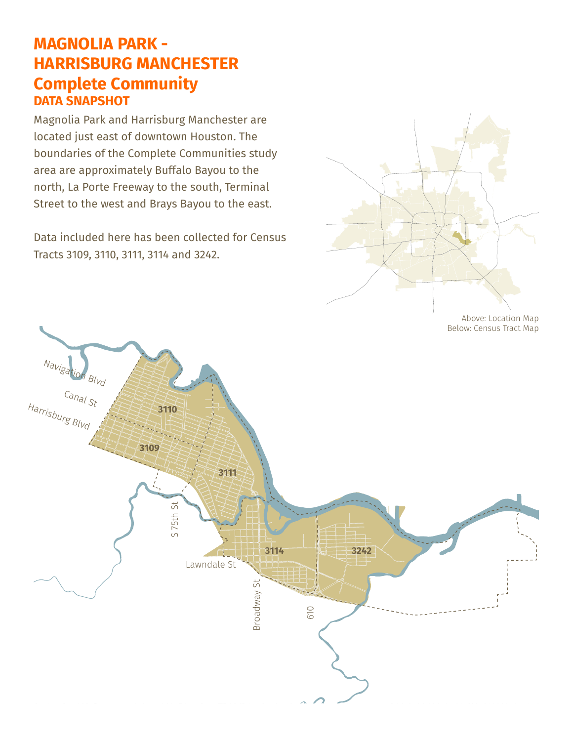# MAGNOLIA PARK - HARRISBURG MANCHESTER Complete Community

## DATA SNAPSHOT

Magnolia Park and Harrisburg Manchester are located just east of downtown Houston. The boundaries of the Complete Communities study area are approximately Buffalo Bayou to the north, La Porte Freeway to the south, Terminal Street to the west and Brays Bayou to the east.

Data included here has been collected for Census Tracts 3109, 3110, 3111, 3114 and 3242.

Above: Location Map
Below: Census Tract Map

Navigation Blvd

Canal St

Harrisburg Blvd

3110

3109

3111

3114

3242

S 75th St

Lawndale St

Broadway St

610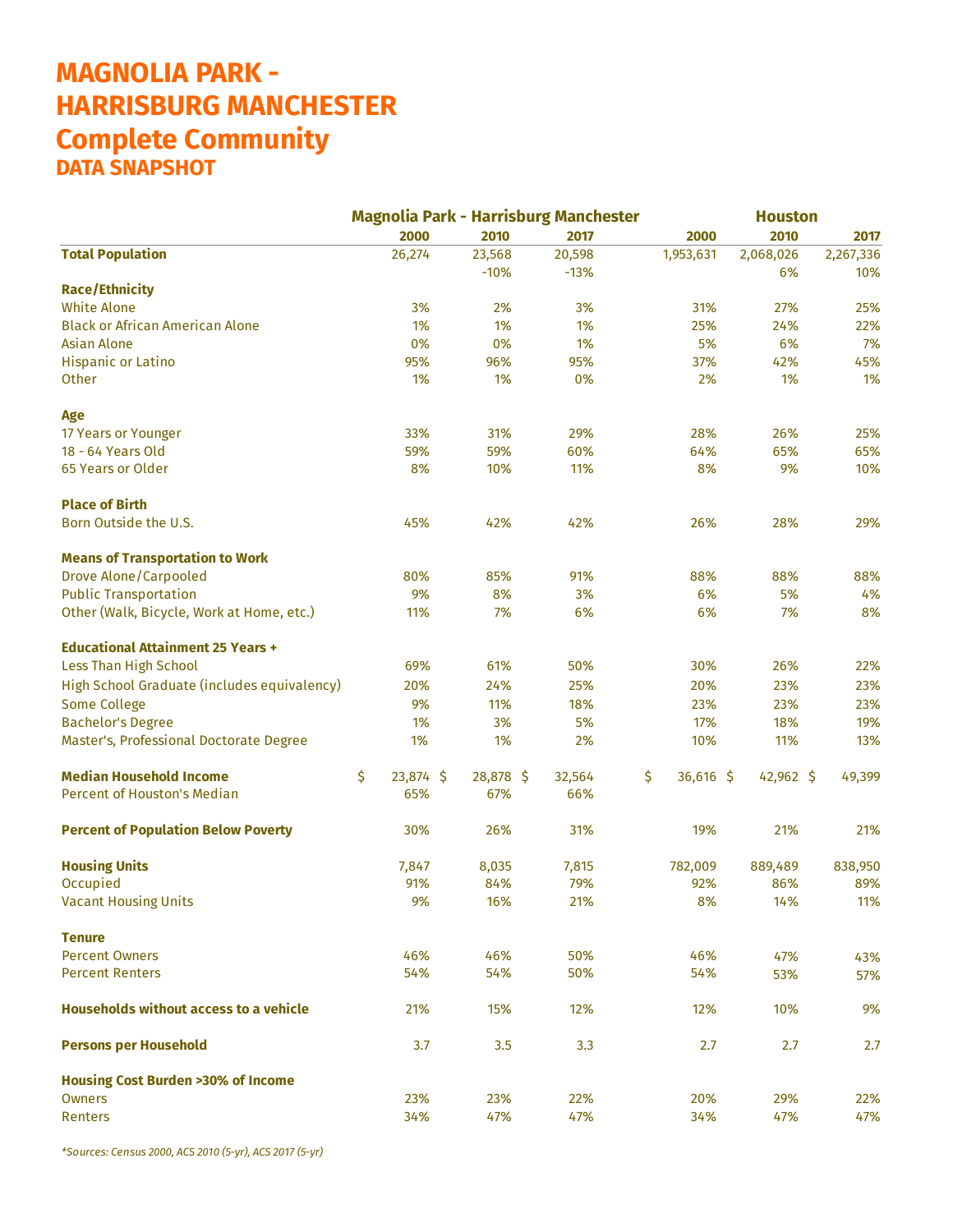# MAGNOLIA PARK - HARRISBURG MANCHESTER
# Complete Community
## DATA SNAPSHOT

| | Magnolia Park - Harrisburg Manchester | | | Houston | | |
|---|---|---|---|---|---|---|
| | **2000** | **2010** | **2017** | **2000** | **2010** | **2017** |
| **Total Population** | 26,274 | 23,568 | 20,598 | 1,953,631 | 2,068,026 | 2,267,336 |
| | | -10% | -13% | | 6% | 10% |
| **Race/Ethnicity** | | | | | | |
| White Alone | 3% | 2% | 3% | 31% | 27% | 25% |
| Black or African American Alone | 1% | 1% | 1% | 25% | 24% | 22% |
| Asian Alone | 0% | 0% | 1% | 5% | 6% | 7% |
| Hispanic or Latino | 95% | 96% | 95% | 37% | 42% | 45% |
| Other | 1% | 1% | 0% | 2% | 1% | 1% |
| **Age** | | | | | | |
| 17 Years or Younger | 33% | 31% | 29% | 28% | 26% | 25% |
| 18 - 64 Years Old | 59% | 59% | 60% | 64% | 65% | 65% |
| 65 Years or Older | 8% | 10% | 11% | 8% | 9% | 10% |
| **Place of Birth** | | | | | | |
| Born Outside the U.S. | 45% | 42% | 42% | 26% | 28% | 29% |
| **Means of Transportation to Work** | | | | | | |
| Drove Alone/Carpooled | 80% | 85% | 91% | 88% | 88% | 88% |
| Public Transportation | 9% | 8% | 3% | 6% | 5% | 4% |
| Other (Walk, Bicycle, Work at Home, etc.) | 11% | 7% | 6% | 6% | 7% | 8% |
| **Educational Attainment 25 Years +** | | | | | | |
| Less Than High School | 69% | 61% | 50% | 30% | 26% | 22% |
| High School Graduate (includes equivalency) | 20% | 24% | 25% | 20% | 23% | 23% |
| Some College | 9% | 11% | 18% | 23% | 23% | 23% |
| Bachelor's Degree | 1% | 3% | 5% | 17% | 18% | 19% |
| Master's, Professional Doctorate Degree | 1% | 1% | 2% | 10% | 11% | 13% |
| **Median Household Income** | $ 23,874 | $ 28,878 | $ 32,564 | $ 36,616 | $ 42,962 | $ 49,399 |
| Percent of Houston's Median | 65% | 67% | 66% | | | |
| **Percent of Population Below Poverty** | 30% | 26% | 31% | 19% | 21% | 21% |
| **Housing Units** | 7,847 | 8,035 | 7,815 | 782,009 | 889,489 | 838,950 |
| Occupied | 91% | 84% | 79% | 92% | 86% | 89% |
| Vacant Housing Units | 9% | 16% | 21% | 8% | 14% | 11% |
| **Tenure** | | | | | | |
| Percent Owners | 46% | 46% | 50% | 46% | 47% | 43% |
| Percent Renters | 54% | 54% | 50% | 54% | 53% | 57% |
| **Households without access to a vehicle** | 21% | 15% | 12% | 12% | 10% | 9% |
| **Persons per Household** | 3.7 | 3.5 | 3.3 | 2.7 | 2.7 | 2.7 |
| **Housing Cost Burden >30% of Income** | | | | | | |
| Owners | 23% | 23% | 22% | 20% | 29% | 22% |
| Renters | 34% | 47% | 47% | 34% | 47% | 47% |

*\*Sources: Census 2000, ACS 2010 (5-yr), ACS 2017 (5-yr)*